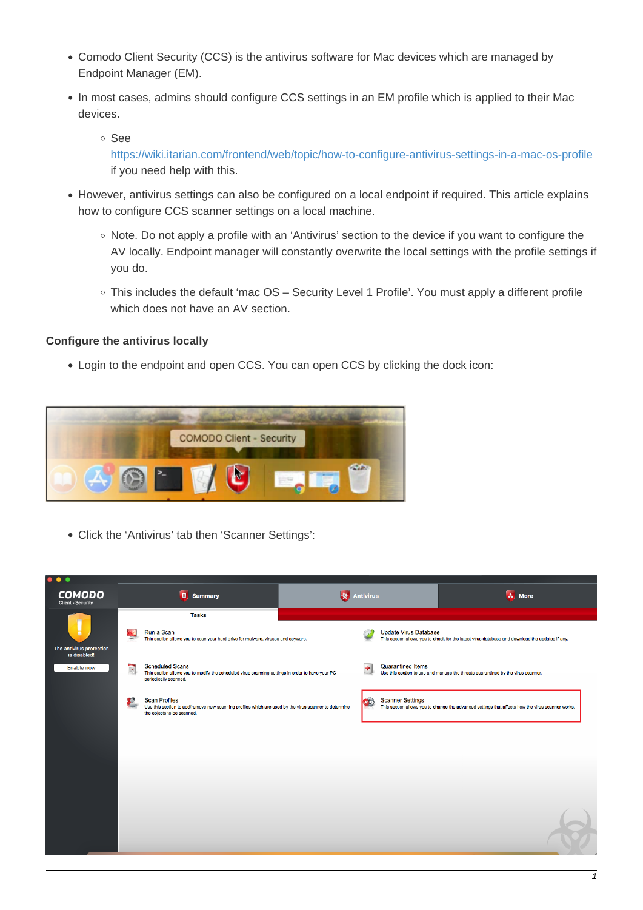- Comodo Client Security (CCS) is the antivirus software for Mac devices which are managed by Endpoint Manager (EM).
- In most cases, admins should configure CCS settings in an EM profile which is applied to their Mac devices.
    - See https://wiki.itarian.com/frontend/web/topic/how-to-configure-antivirus-settings-in-a-mac-os-profile if you need help with this.
- However, antivirus settings can also be configured on a local endpoint if required. This article explains how to configure CCS scanner settings on a local machine.
    - Note. Do not apply a profile with an 'Antivirus' section to the device if you want to configure the AV locally. Endpoint manager will constantly overwrite the local settings with the profile settings if you do.
    - This includes the default 'mac OS – Security Level 1 Profile'. You must apply a different profile which does not have an AV section.

**Configure the antivirus locally**

- Login to the endpoint and open CCS. You can open CCS by clicking the dock icon:

- Click the 'Antivirus' tab then 'Scanner Settings':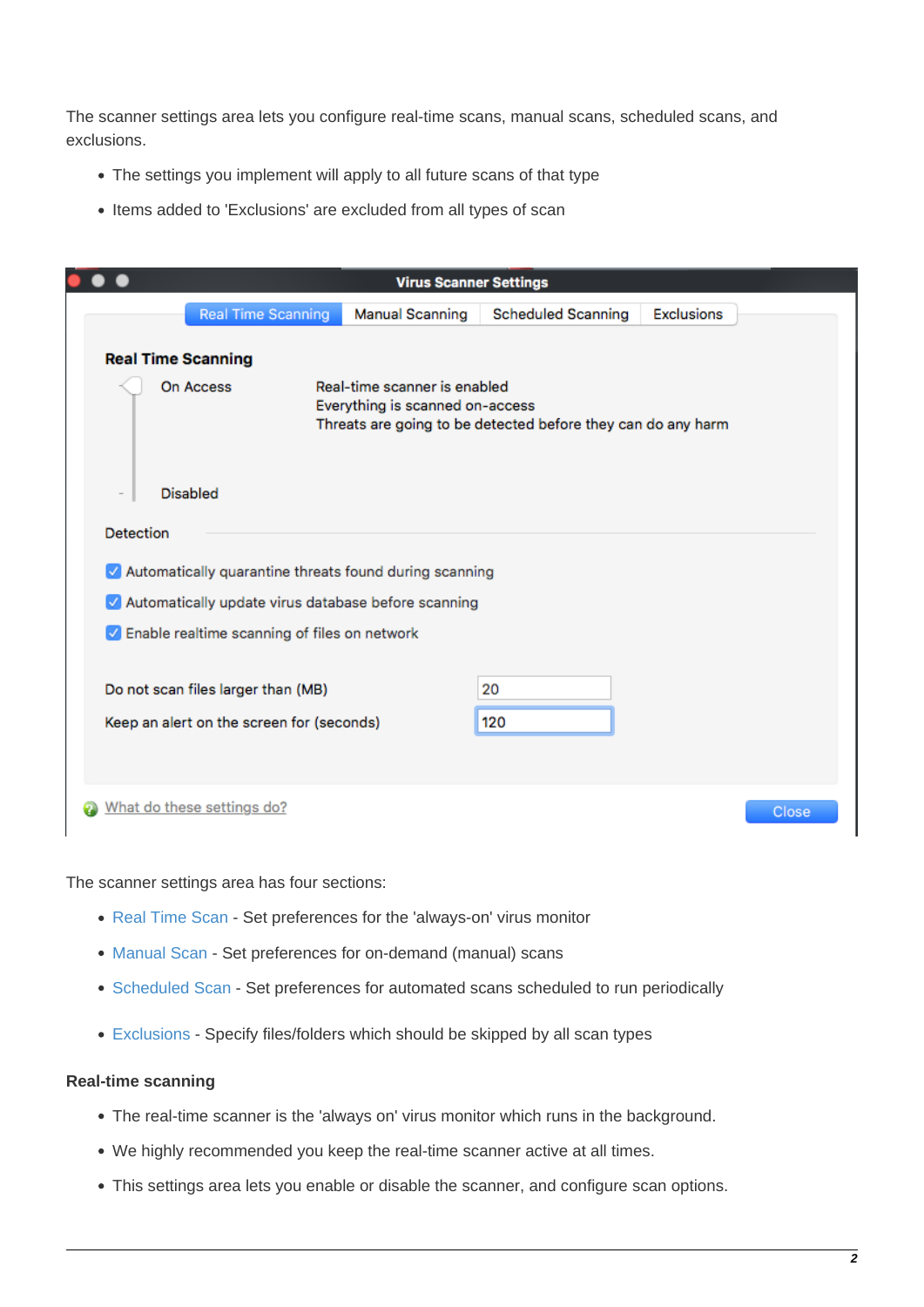The scanner settings area lets you configure real-time scans, manual scans, scheduled scans, and exclusions.

- The settings you implement will apply to all future scans of that type
- Items added to 'Exclusions' are excluded from all types of scan

The scanner settings area has four sections:

- Real Time Scan - Set preferences for the 'always-on' virus monitor
- Manual Scan - Set preferences for on-demand (manual) scans
- Scheduled Scan - Set preferences for automated scans scheduled to run periodically
- Exclusions - Specify files/folders which should be skipped by all scan types

**Real-time scanning**

- The real-time scanner is the 'always on' virus monitor which runs in the background.
- We highly recommended you keep the real-time scanner active at all times.
- This settings area lets you enable or disable the scanner, and configure scan options.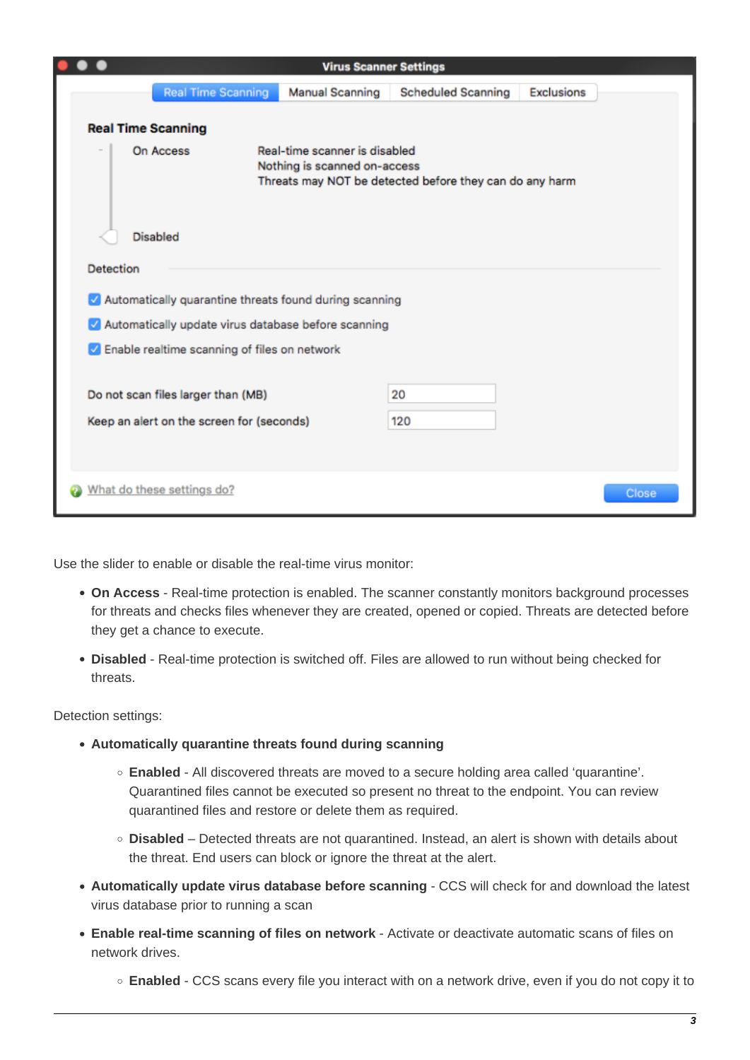Use the slider to enable or disable the real-time virus monitor:

- **On Access** - Real-time protection is enabled. The scanner constantly monitors background processes for threats and checks files whenever they are created, opened or copied. Threats are detected before they get a chance to execute.
- **Disabled** - Real-time protection is switched off. Files are allowed to run without being checked for threats.

Detection settings:

- **Automatically quarantine threats found during scanning**
    - **Enabled** - All discovered threats are moved to a secure holding area called 'quarantine'. Quarantined files cannot be executed so present no threat to the endpoint. You can review quarantined files and restore or delete them as required.
    - **Disabled** – Detected threats are not quarantined. Instead, an alert is shown with details about the threat. End users can block or ignore the threat at the alert.
- **Automatically update virus database before scanning** - CCS will check for and download the latest virus database prior to running a scan
- **Enable real-time scanning of files on network** - Activate or deactivate automatic scans of files on network drives.
    - **Enabled** - CCS scans every file you interact with on a network drive, even if you do not copy it to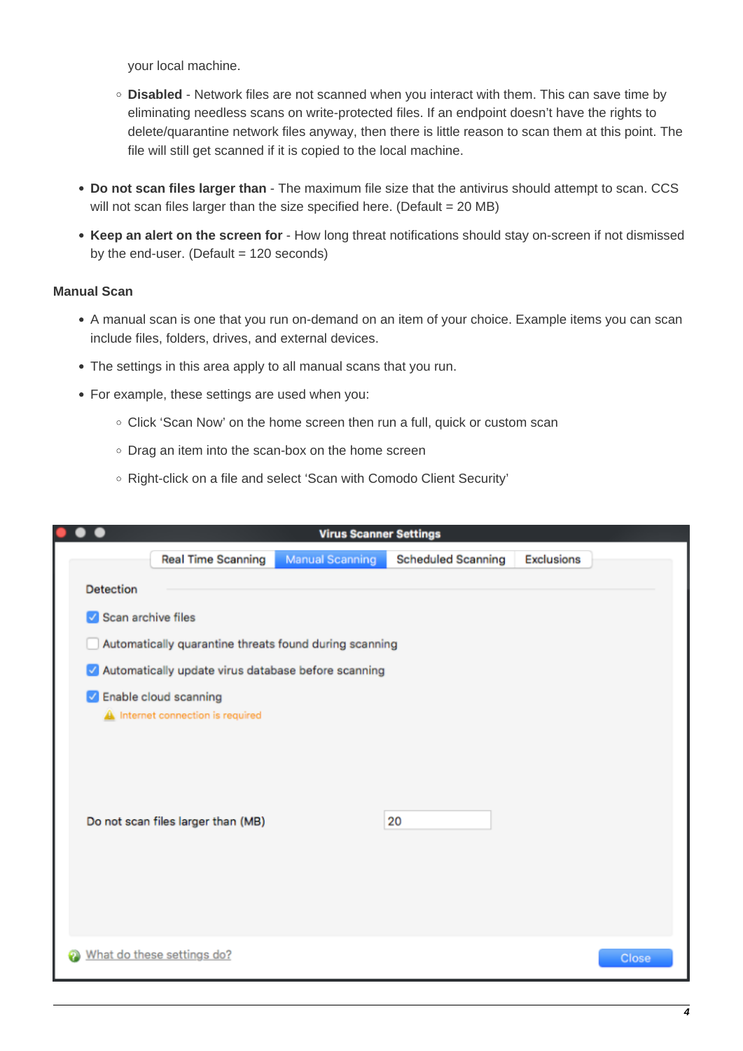your local machine.

    - **Disabled** - Network files are not scanned when you interact with them. This can save time by eliminating needless scans on write-protected files. If an endpoint doesn't have the rights to delete/quarantine network files anyway, then there is little reason to scan them at this point. The file will still get scanned if it is copied to the local machine.

- **Do not scan files larger than** - The maximum file size that the antivirus should attempt to scan. CCS will not scan files larger than the size specified here. (Default = 20 MB)
- **Keep an alert on the screen for** - How long threat notifications should stay on-screen if not dismissed by the end-user. (Default = 120 seconds)

**Manual Scan**

- A manual scan is one that you run on-demand on an item of your choice. Example items you can scan include files, folders, drives, and external devices.
- The settings in this area apply to all manual scans that you run.
- For example, these settings are used when you:
    - Click 'Scan Now' on the home screen then run a full, quick or custom scan
    - Drag an item into the scan-box on the home screen
    - Right-click on a file and select 'Scan with Comodo Client Security'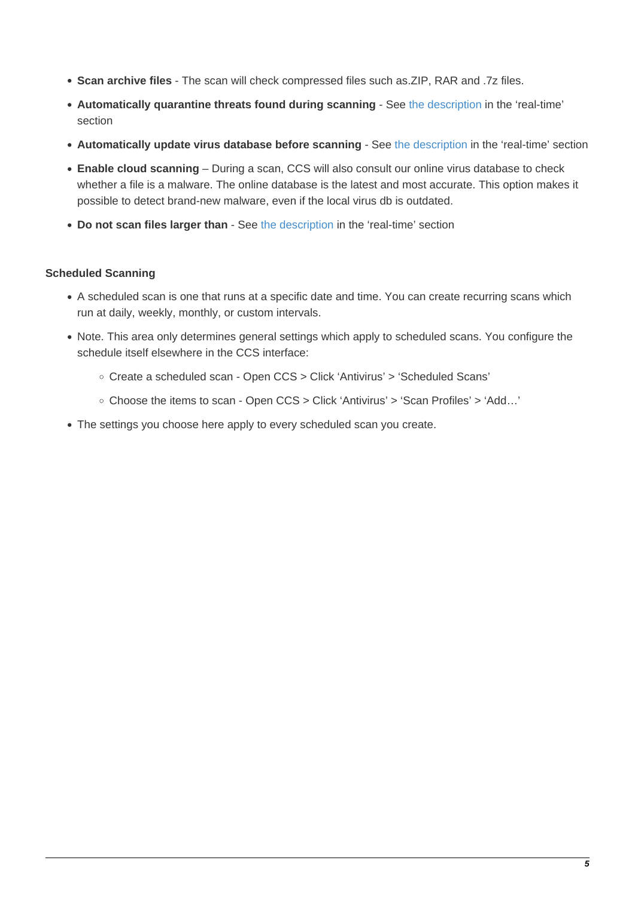- **Scan archive files** - The scan will check compressed files such as.ZIP, RAR and .7z files.
- **Automatically quarantine threats found during scanning** - See the description in the 'real-time' section
- **Automatically update virus database before scanning** - See the description in the 'real-time' section
- **Enable cloud scanning** – During a scan, CCS will also consult our online virus database to check whether a file is a malware. The online database is the latest and most accurate. This option makes it possible to detect brand-new malware, even if the local virus db is outdated.
- **Do not scan files larger than** - See the description in the 'real-time' section

#### Scheduled Scanning

- A scheduled scan is one that runs at a specific date and time. You can create recurring scans which run at daily, weekly, monthly, or custom intervals.
- Note. This area only determines general settings which apply to scheduled scans. You configure the schedule itself elsewhere in the CCS interface:
    - Create a scheduled scan - Open CCS > Click 'Antivirus' > 'Scheduled Scans'
    - Choose the items to scan - Open CCS > Click 'Antivirus' > 'Scan Profiles' > 'Add…'
- The settings you choose here apply to every scheduled scan you create.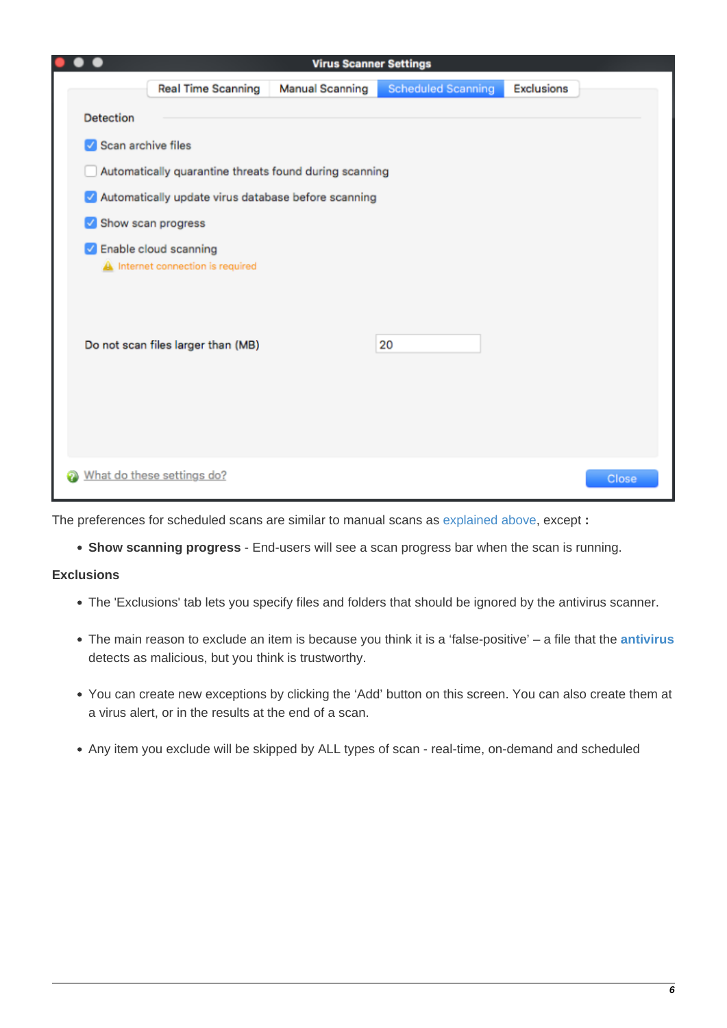The preferences for scheduled scans are similar to manual scans as explained above, except **:**

- **Show scanning progress** - End-users will see a scan progress bar when the scan is running.

**Exclusions**

- The 'Exclusions' tab lets you specify files and folders that should be ignored by the antivirus scanner.
- The main reason to exclude an item is because you think it is a 'false-positive' – a file that the **antivirus** detects as malicious, but you think is trustworthy.
- You can create new exceptions by clicking the 'Add' button on this screen. You can also create them at a virus alert, or in the results at the end of a scan.
- Any item you exclude will be skipped by ALL types of scan - real-time, on-demand and scheduled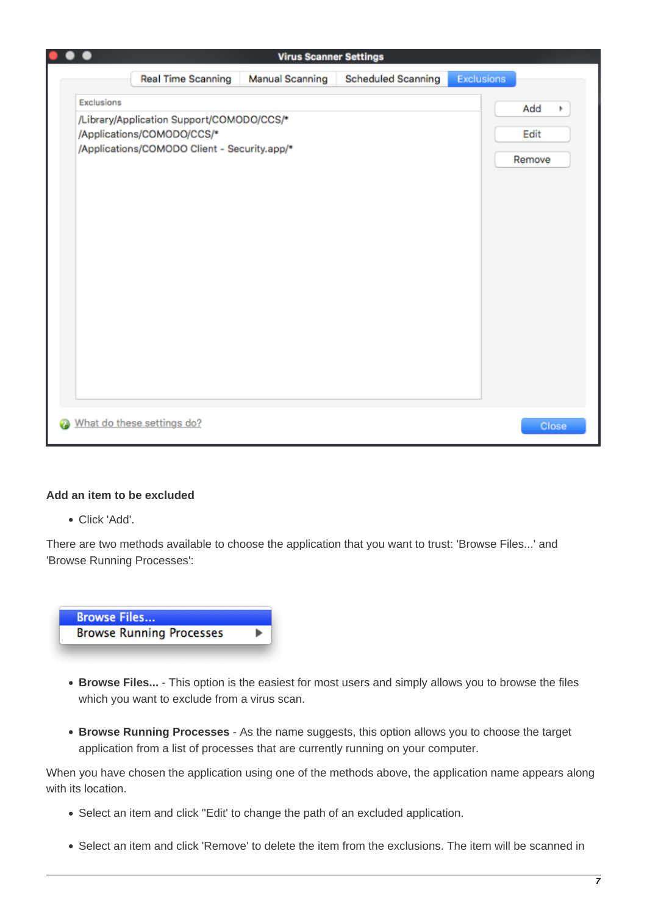### Add an item to be excluded

- Click 'Add'.

There are two methods available to choose the application that you want to trust: 'Browse Files...' and 'Browse Running Processes':

- **Browse Files...** - This option is the easiest for most users and simply allows you to browse the files which you want to exclude from a virus scan.

- **Browse Running Processes** - As the name suggests, this option allows you to choose the target application from a list of processes that are currently running on your computer.

When you have chosen the application using one of the methods above, the application name appears along with its location.

- Select an item and click "Edit' to change the path of an excluded application.

- Select an item and click 'Remove' to delete the item from the exclusions. The item will be scanned in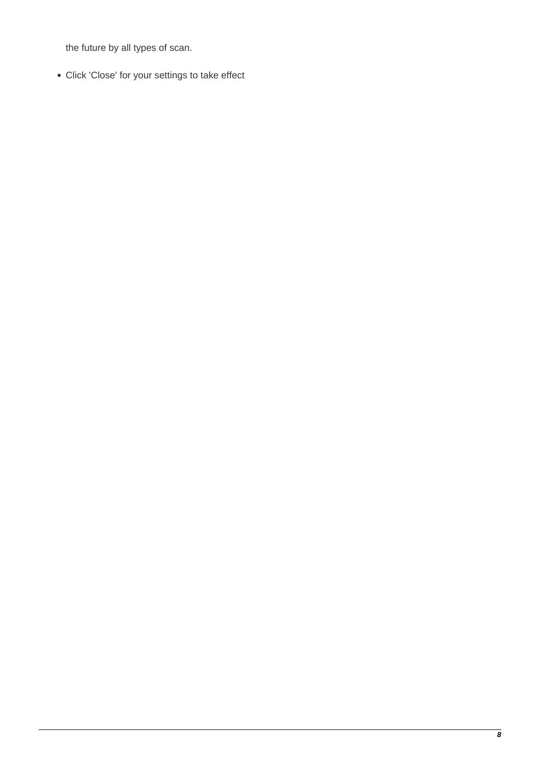the future by all types of scan.

- Click 'Close' for your settings to take effect